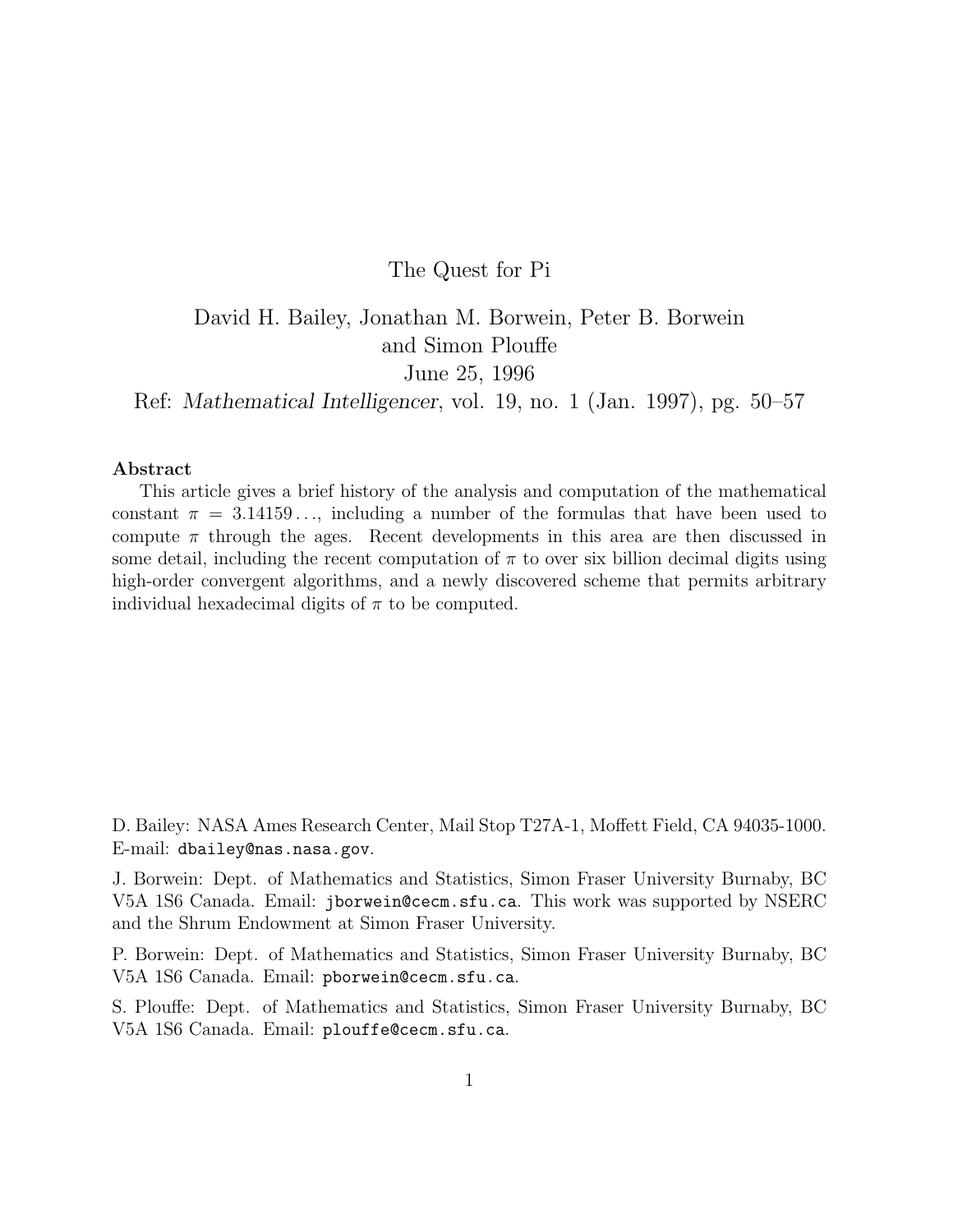# The Quest for Pi

David H. Bailey, Jonathan M. Borwein, Peter B. Borwein and Simon Plouffe

June 25, 1996

Ref: *Mathematical Intelligencer*, vol. 19, no. 1 (Jan. 1997), pg. 50–57

**Abstract**

This article gives a brief history of the analysis and computation of the mathematical constant $\pi = 3.14159\ldots$, including a number of the formulas that have been used to compute $\pi$ through the ages. Recent developments in this area are then discussed in some detail, including the recent computation of $\pi$ to over six billion decimal digits using high-order convergent algorithms, and a newly discovered scheme that permits arbitrary individual hexadecimal digits of $\pi$ to be computed.

D. Bailey: NASA Ames Research Center, Mail Stop T27A-1, Moffett Field, CA 94035-1000. E-mail: `dbailey@nas.nasa.gov`.

J. Borwein: Dept. of Mathematics and Statistics, Simon Fraser University Burnaby, BC V5A 1S6 Canada. Email: `jborwein@cecm.sfu.ca`. This work was supported by NSERC and the Shrum Endowment at Simon Fraser University.

P. Borwein: Dept. of Mathematics and Statistics, Simon Fraser University Burnaby, BC V5A 1S6 Canada. Email: `pborwein@cecm.sfu.ca`.

S. Plouffe: Dept. of Mathematics and Statistics, Simon Fraser University Burnaby, BC V5A 1S6 Canada. Email: `plouffe@cecm.sfu.ca`.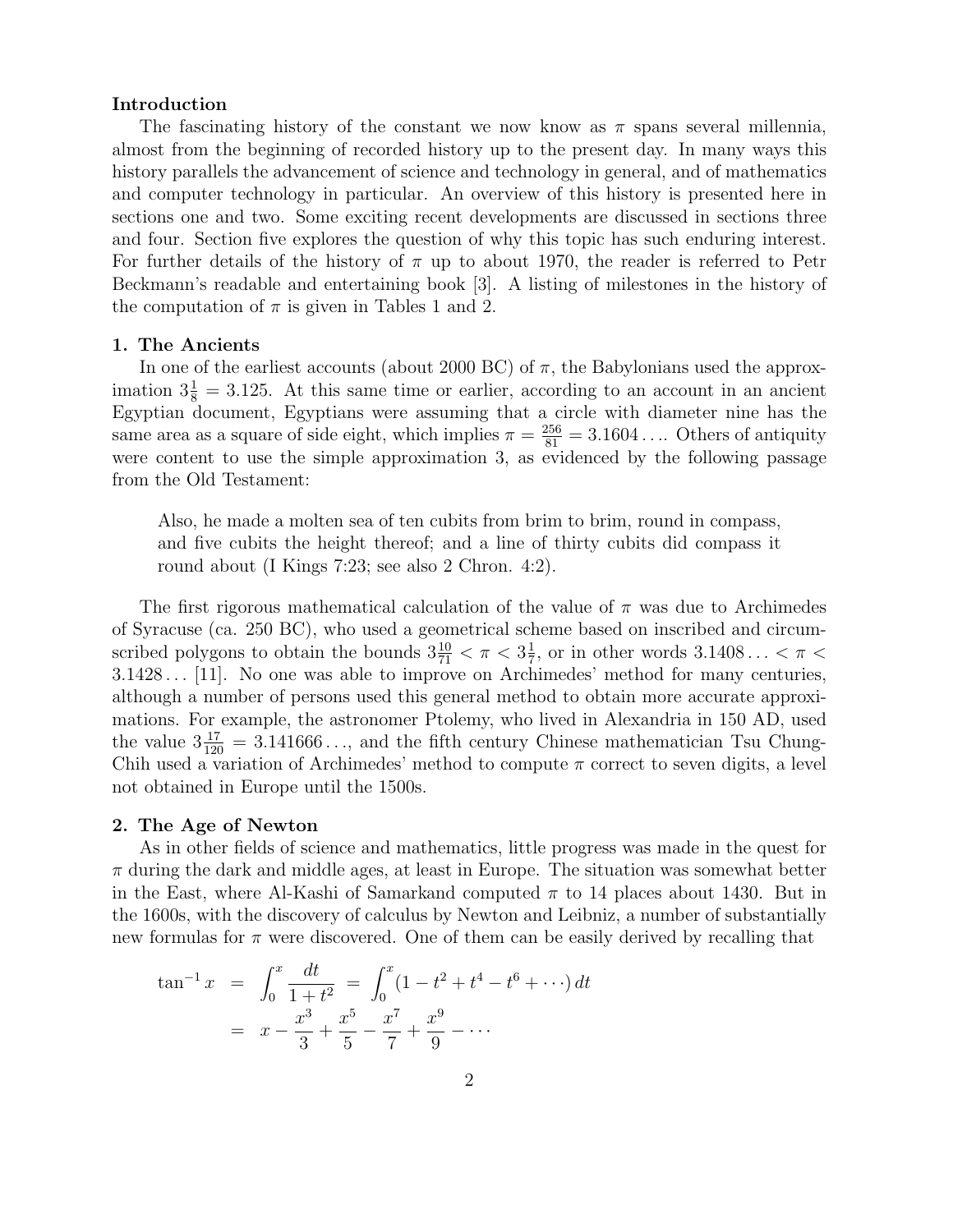## Introduction

The fascinating history of the constant we now know as $\pi$ spans several millennia, almost from the beginning of recorded history up to the present day. In many ways this history parallels the advancement of science and technology in general, and of mathematics and computer technology in particular. An overview of this history is presented here in sections one and two. Some exciting recent developments are discussed in sections three and four. Section five explores the question of why this topic has such enduring interest. For further details of the history of $\pi$ up to about 1970, the reader is referred to Petr Beckmann's readable and entertaining book [3]. A listing of milestones in the history of the computation of $\pi$ is given in Tables 1 and 2.

## 1. The Ancients

In one of the earliest accounts (about 2000 BC) of $\pi$, the Babylonians used the approximation $3\frac{1}{8} = 3.125$. At this same time or earlier, according to an account in an ancient Egyptian document, Egyptians were assuming that a circle with diameter nine has the same area as a square of side eight, which implies $\pi = \frac{256}{81} = 3.1604\ldots$. Others of antiquity were content to use the simple approximation 3, as evidenced by the following passage from the Old Testament:

> Also, he made a molten sea of ten cubits from brim to brim, round in compass, and five cubits the height thereof; and a line of thirty cubits did compass it round about (I Kings 7:23; see also 2 Chron. 4:2).

The first rigorous mathematical calculation of the value of $\pi$ was due to Archimedes of Syracuse (ca. 250 BC), who used a geometrical scheme based on inscribed and circumscribed polygons to obtain the bounds $3\frac{10}{71} < \pi < 3\frac{1}{7}$, or in other words $3.1408\ldots < \pi < 3.1428\ldots$ [11]. No one was able to improve on Archimedes' method for many centuries, although a number of persons used this general method to obtain more accurate approximations. For example, the astronomer Ptolemy, who lived in Alexandria in 150 AD, used the value $3\frac{17}{120} = 3.141666\ldots$, and the fifth century Chinese mathematician Tsu Chung-Chih used a variation of Archimedes' method to compute $\pi$ correct to seven digits, a level not obtained in Europe until the 1500s.

## 2. The Age of Newton

As in other fields of science and mathematics, little progress was made in the quest for $\pi$ during the dark and middle ages, at least in Europe. The situation was somewhat better in the East, where Al-Kashi of Samarkand computed $\pi$ to 14 places about 1430. But in the 1600s, with the discovery of calculus by Newton and Leibniz, a number of substantially new formulas for $\pi$ were discovered. One of them can be easily derived by recalling that

$$
\begin{aligned}
\tan^{-1} x &= \int_0^x \frac{dt}{1+t^2} = \int_0^x (1 - t^2 + t^4 - t^6 + \cdots)\, dt \\
&= x - \frac{x^3}{3} + \frac{x^5}{5} - \frac{x^7}{7} + \frac{x^9}{9} - \cdots
\end{aligned}
$$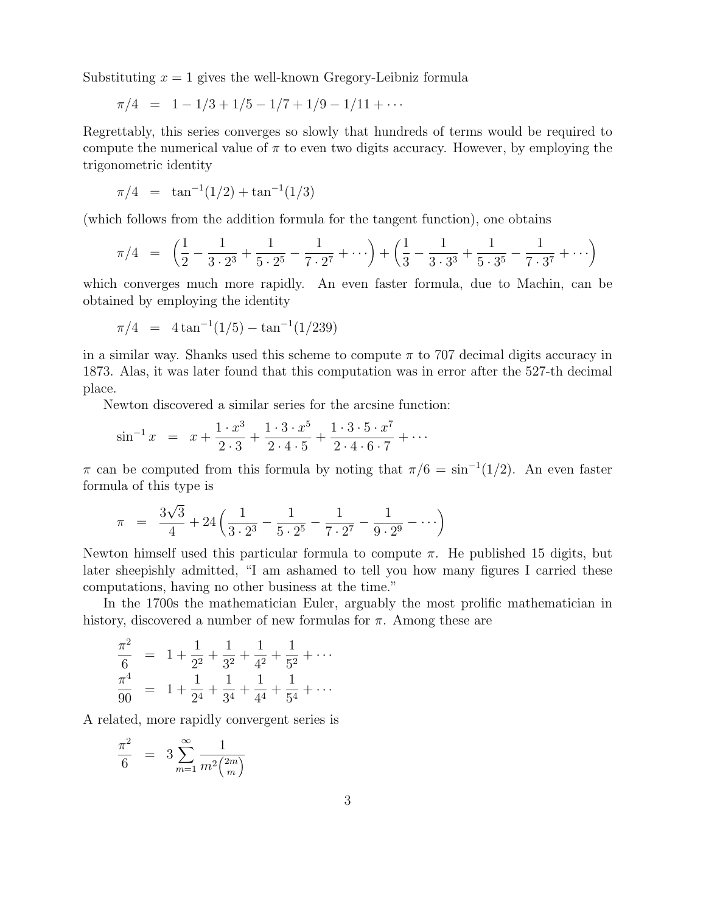Substituting $x = 1$ gives the well-known Gregory-Leibniz formula

$$\pi/4 \;=\; 1 - 1/3 + 1/5 - 1/7 + 1/9 - 1/11 + \cdots$$

Regrettably, this series converges so slowly that hundreds of terms would be required to compute the numerical value of $\pi$ to even two digits accuracy. However, by employing the trigonometric identity

$$\pi/4 \;=\; \tan^{-1}(1/2) + \tan^{-1}(1/3)$$

(which follows from the addition formula for the tangent function), one obtains

$$\pi/4 \;=\; \left(\frac{1}{2} - \frac{1}{3 \cdot 2^3} + \frac{1}{5 \cdot 2^5} - \frac{1}{7 \cdot 2^7} + \cdots\right) + \left(\frac{1}{3} - \frac{1}{3 \cdot 3^3} + \frac{1}{5 \cdot 3^5} - \frac{1}{7 \cdot 3^7} + \cdots\right)$$

which converges much more rapidly. An even faster formula, due to Machin, can be obtained by employing the identity

$$\pi/4 \;=\; 4\tan^{-1}(1/5) - \tan^{-1}(1/239)$$

in a similar way. Shanks used this scheme to compute $\pi$ to 707 decimal digits accuracy in 1873. Alas, it was later found that this computation was in error after the 527-th decimal place.

Newton discovered a similar series for the arcsine function:

$$\sin^{-1} x \;=\; x + \frac{1 \cdot x^3}{2 \cdot 3} + \frac{1 \cdot 3 \cdot x^5}{2 \cdot 4 \cdot 5} + \frac{1 \cdot 3 \cdot 5 \cdot x^7}{2 \cdot 4 \cdot 6 \cdot 7} + \cdots$$

$\pi$ can be computed from this formula by noting that $\pi/6 = \sin^{-1}(1/2)$. An even faster formula of this type is

$$\pi \;=\; \frac{3\sqrt{3}}{4} + 24\left(\frac{1}{3 \cdot 2^3} - \frac{1}{5 \cdot 2^5} - \frac{1}{7 \cdot 2^7} - \frac{1}{9 \cdot 2^9} - \cdots\right)$$

Newton himself used this particular formula to compute $\pi$. He published 15 digits, but later sheepishly admitted, "I am ashamed to tell you how many figures I carried these computations, having no other business at the time."

In the 1700s the mathematician Euler, arguably the most prolific mathematician in history, discovered a number of new formulas for $\pi$. Among these are

$$\frac{\pi^2}{6} \;=\; 1 + \frac{1}{2^2} + \frac{1}{3^2} + \frac{1}{4^2} + \frac{1}{5^2} + \cdots$$
$$\frac{\pi^4}{90} \;=\; 1 + \frac{1}{2^4} + \frac{1}{3^4} + \frac{1}{4^4} + \frac{1}{5^4} + \cdots$$

A related, more rapidly convergent series is

$$\frac{\pi^2}{6} \;=\; 3\sum_{m=1}^{\infty} \frac{1}{m^2\binom{2m}{m}}$$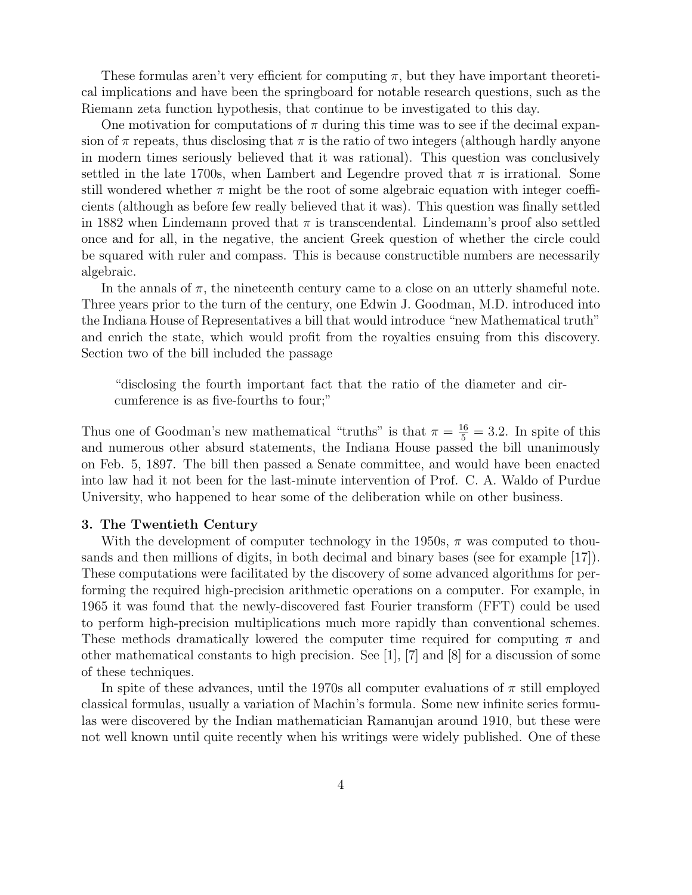These formulas aren't very efficient for computing $\pi$, but they have important theoretical implications and have been the springboard for notable research questions, such as the Riemann zeta function hypothesis, that continue to be investigated to this day.

One motivation for computations of $\pi$ during this time was to see if the decimal expansion of $\pi$ repeats, thus disclosing that $\pi$ is the ratio of two integers (although hardly anyone in modern times seriously believed that it was rational). This question was conclusively settled in the late 1700s, when Lambert and Legendre proved that $\pi$ is irrational. Some still wondered whether $\pi$ might be the root of some algebraic equation with integer coefficients (although as before few really believed that it was). This question was finally settled in 1882 when Lindemann proved that $\pi$ is transcendental. Lindemann's proof also settled once and for all, in the negative, the ancient Greek question of whether the circle could be squared with ruler and compass. This is because constructible numbers are necessarily algebraic.

In the annals of $\pi$, the nineteenth century came to a close on an utterly shameful note. Three years prior to the turn of the century, one Edwin J. Goodman, M.D. introduced into the Indiana House of Representatives a bill that would introduce "new Mathematical truth" and enrich the state, which would profit from the royalties ensuing from this discovery. Section two of the bill included the passage

> "disclosing the fourth important fact that the ratio of the diameter and circumference is as five-fourths to four;"

Thus one of Goodman's new mathematical "truths" is that $\pi = \frac{16}{5} = 3.2$. In spite of this and numerous other absurd statements, the Indiana House passed the bill unanimously on Feb. 5, 1897. The bill then passed a Senate committee, and would have been enacted into law had it not been for the last-minute intervention of Prof. C. A. Waldo of Purdue University, who happened to hear some of the deliberation while on other business.

### 3. The Twentieth Century

With the development of computer technology in the 1950s, $\pi$ was computed to thousands and then millions of digits, in both decimal and binary bases (see for example [17]). These computations were facilitated by the discovery of some advanced algorithms for performing the required high-precision arithmetic operations on a computer. For example, in 1965 it was found that the newly-discovered fast Fourier transform (FFT) could be used to perform high-precision multiplications much more rapidly than conventional schemes. These methods dramatically lowered the computer time required for computing $\pi$ and other mathematical constants to high precision. See [1], [7] and [8] for a discussion of some of these techniques.

In spite of these advances, until the 1970s all computer evaluations of $\pi$ still employed classical formulas, usually a variation of Machin's formula. Some new infinite series formulas were discovered by the Indian mathematician Ramanujan around 1910, but these were not well known until quite recently when his writings were widely published. One of these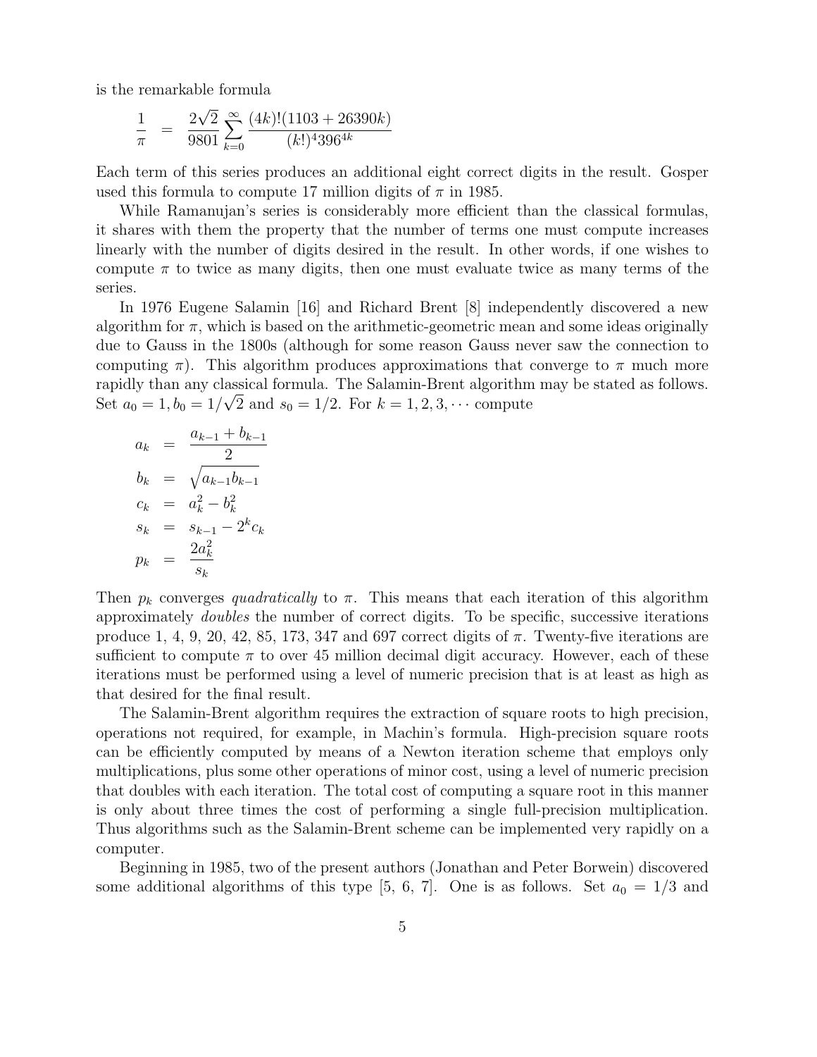is the remarkable formula

$$\frac{1}{\pi} = \frac{2\sqrt{2}}{9801} \sum_{k=0}^{\infty} \frac{(4k)!(1103 + 26390k)}{(k!)^4 396^{4k}}$$

Each term of this series produces an additional eight correct digits in the result. Gosper used this formula to compute 17 million digits of $\pi$ in 1985.

While Ramanujan's series is considerably more efficient than the classical formulas, it shares with them the property that the number of terms one must compute increases linearly with the number of digits desired in the result. In other words, if one wishes to compute $\pi$ to twice as many digits, then one must evaluate twice as many terms of the series.

In 1976 Eugene Salamin [16] and Richard Brent [8] independently discovered a new algorithm for $\pi$, which is based on the arithmetic-geometric mean and some ideas originally due to Gauss in the 1800s (although for some reason Gauss never saw the connection to computing $\pi$). This algorithm produces approximations that converge to $\pi$ much more rapidly than any classical formula. The Salamin-Brent algorithm may be stated as follows. Set $a_0 = 1, b_0 = 1/\sqrt{2}$ and $s_0 = 1/2$. For $k = 1, 2, 3, \cdots$ compute

$$\begin{aligned}
a_k &= \frac{a_{k-1} + b_{k-1}}{2} \\
b_k &= \sqrt{a_{k-1} b_{k-1}} \\
c_k &= a_k^2 - b_k^2 \\
s_k &= s_{k-1} - 2^k c_k \\
p_k &= \frac{2a_k^2}{s_k}
\end{aligned}$$

Then $p_k$ converges *quadratically* to $\pi$. This means that each iteration of this algorithm approximately *doubles* the number of correct digits. To be specific, successive iterations produce 1, 4, 9, 20, 42, 85, 173, 347 and 697 correct digits of $\pi$. Twenty-five iterations are sufficient to compute $\pi$ to over 45 million decimal digit accuracy. However, each of these iterations must be performed using a level of numeric precision that is at least as high as that desired for the final result.

The Salamin-Brent algorithm requires the extraction of square roots to high precision, operations not required, for example, in Machin's formula. High-precision square roots can be efficiently computed by means of a Newton iteration scheme that employs only multiplications, plus some other operations of minor cost, using a level of numeric precision that doubles with each iteration. The total cost of computing a square root in this manner is only about three times the cost of performing a single full-precision multiplication. Thus algorithms such as the Salamin-Brent scheme can be implemented very rapidly on a computer.

Beginning in 1985, two of the present authors (Jonathan and Peter Borwein) discovered some additional algorithms of this type [5, 6, 7]. One is as follows. Set $a_0 = 1/3$ and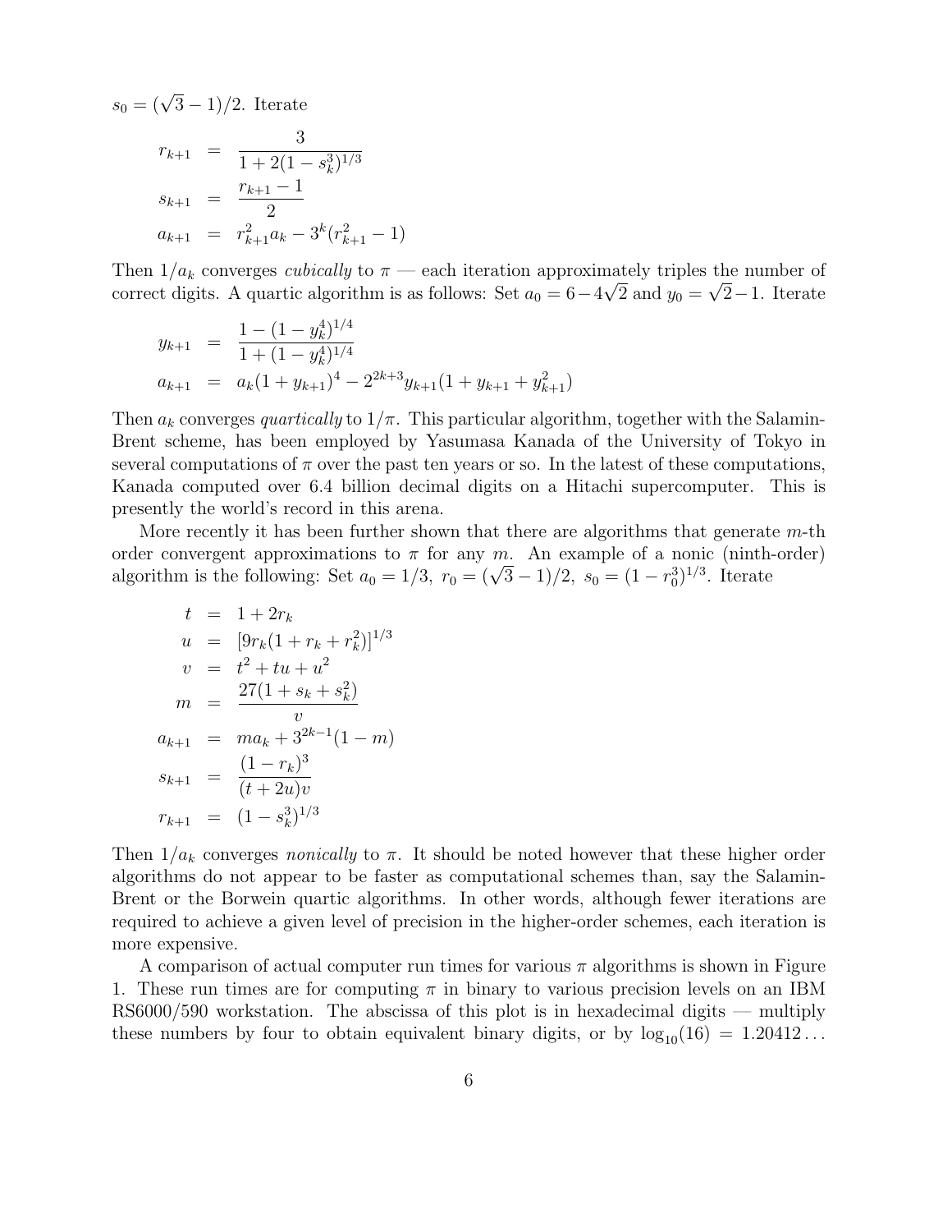$s_0 = (\sqrt{3}-1)/2$. Iterate

$$
\begin{aligned}
r_{k+1} &= \frac{3}{1+2(1-s_k^3)^{1/3}} \\
s_{k+1} &= \frac{r_{k+1}-1}{2} \\
a_{k+1} &= r_{k+1}^2 a_k - 3^k (r_{k+1}^2 - 1)
\end{aligned}
$$

Then $1/a_k$ converges *cubically* to $\pi$ — each iteration approximately triples the number of correct digits. A quartic algorithm is as follows: Set $a_0 = 6 - 4\sqrt{2}$ and $y_0 = \sqrt{2} - 1$. Iterate

$$
\begin{aligned}
y_{k+1} &= \frac{1-(1-y_k^4)^{1/4}}{1+(1-y_k^4)^{1/4}} \\
a_{k+1} &= a_k(1+y_{k+1})^4 - 2^{2k+3} y_{k+1}(1+y_{k+1}+y_{k+1}^2)
\end{aligned}
$$

Then $a_k$ converges *quartically* to $1/\pi$. This particular algorithm, together with the Salamin-Brent scheme, has been employed by Yasumasa Kanada of the University of Tokyo in several computations of $\pi$ over the past ten years or so. In the latest of these computations, Kanada computed over 6.4 billion decimal digits on a Hitachi supercomputer. This is presently the world's record in this arena.

More recently it has been further shown that there are algorithms that generate $m$-th order convergent approximations to $\pi$ for any $m$. An example of a nonic (ninth-order) algorithm is the following: Set $a_0 = 1/3$, $r_0 = (\sqrt{3}-1)/2$, $s_0 = (1-r_0^3)^{1/3}$. Iterate

$$
\begin{aligned}
t &= 1 + 2r_k \\
u &= [9r_k(1+r_k+r_k^2)]^{1/3} \\
v &= t^2 + tu + u^2 \\
m &= \frac{27(1+s_k+s_k^2)}{v} \\
a_{k+1} &= m a_k + 3^{2k-1}(1-m) \\
s_{k+1} &= \frac{(1-r_k)^3}{(t+2u)v} \\
r_{k+1} &= (1-s_k^3)^{1/3}
\end{aligned}
$$

Then $1/a_k$ converges *nonically* to $\pi$. It should be noted however that these higher order algorithms do not appear to be faster as computational schemes than, say the Salamin-Brent or the Borwein quartic algorithms. In other words, although fewer iterations are required to achieve a given level of precision in the higher-order schemes, each iteration is more expensive.

A comparison of actual computer run times for various $\pi$ algorithms is shown in Figure 1. These run times are for computing $\pi$ in binary to various precision levels on an IBM RS6000/590 workstation. The abscissa of this plot is in hexadecimal digits — multiply these numbers by four to obtain equivalent binary digits, or by $\log_{10}(16) = 1.20412\ldots$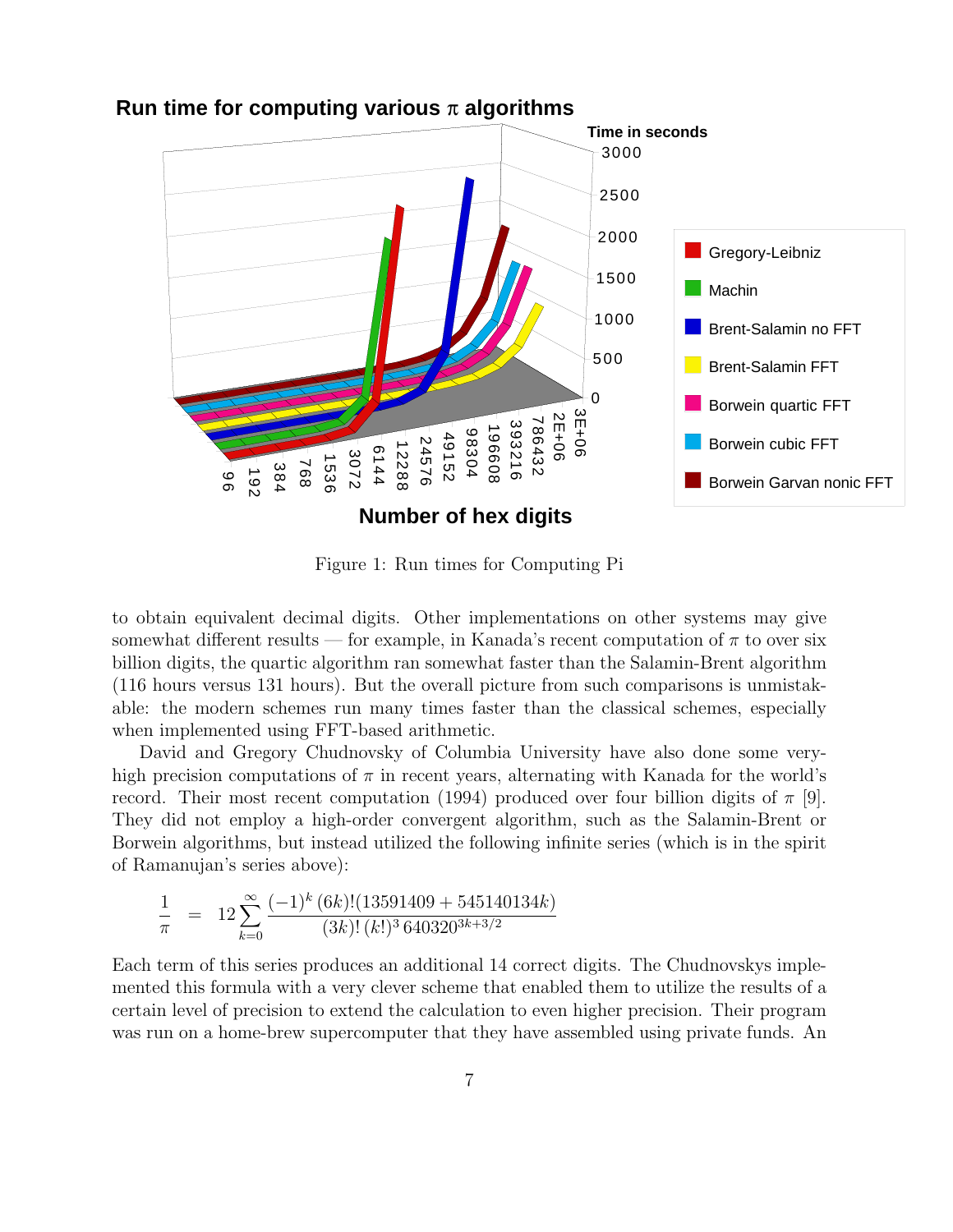Figure 1: Run times for Computing Pi

to obtain equivalent decimal digits. Other implementations on other systems may give somewhat different results — for example, in Kanada's recent computation of $\pi$ to over six billion digits, the quartic algorithm ran somewhat faster than the Salamin-Brent algorithm (116 hours versus 131 hours). But the overall picture from such comparisons is unmistakable: the modern schemes run many times faster than the classical schemes, especially when implemented using FFT-based arithmetic.

David and Gregory Chudnovsky of Columbia University have also done some very-high precision computations of $\pi$ in recent years, alternating with Kanada for the world's record. Their most recent computation (1994) produced over four billion digits of $\pi$ [9]. They did not employ a high-order convergent algorithm, such as the Salamin-Brent or Borwein algorithms, but instead utilized the following infinite series (which is in the spirit of Ramanujan's series above):

$$\frac{1}{\pi} \quad = \quad 12 \sum_{k=0}^{\infty} \frac{(-1)^k \, (6k)! (13591409 + 545140134k)}{(3k)! \, (k!)^3 \, 640320^{3k+3/2}}$$

Each term of this series produces an additional 14 correct digits. The Chudnovskys implemented this formula with a very clever scheme that enabled them to utilize the results of a certain level of precision to extend the calculation to even higher precision. Their program was run on a home-brew supercomputer that they have assembled using private funds. An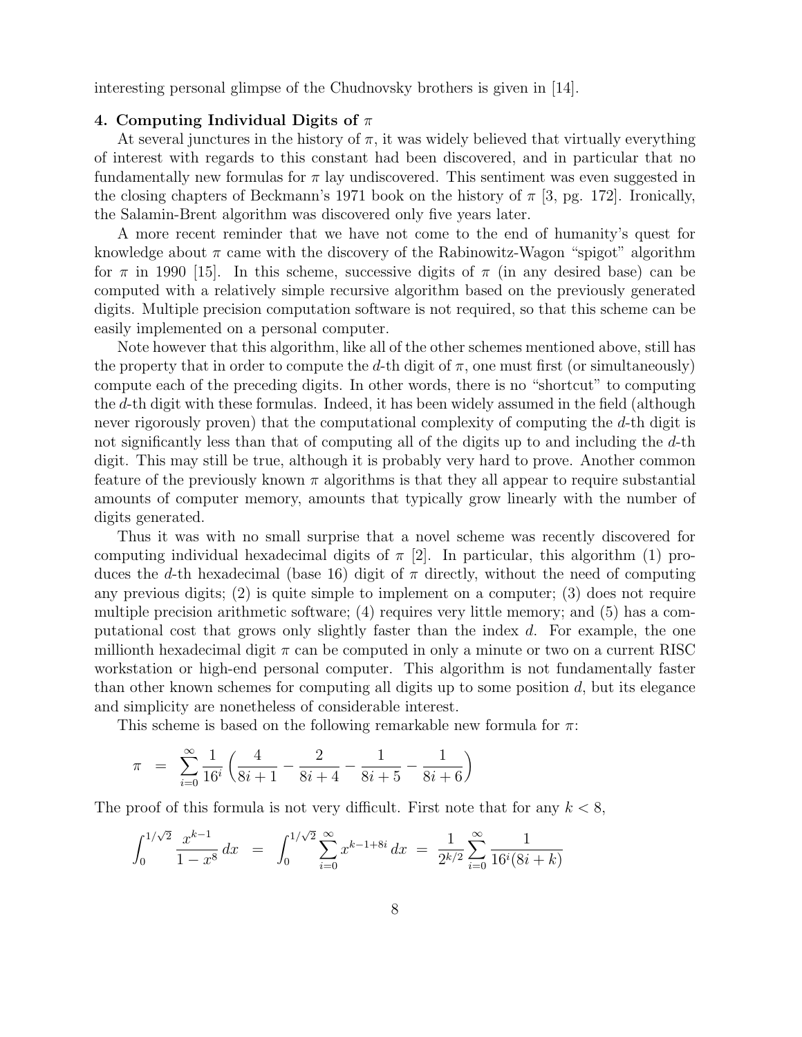interesting personal glimpse of the Chudnovsky brothers is given in [14].

### 4. Computing Individual Digits of $\pi$

At several junctures in the history of $\pi$, it was widely believed that virtually everything of interest with regards to this constant had been discovered, and in particular that no fundamentally new formulas for $\pi$ lay undiscovered. This sentiment was even suggested in the closing chapters of Beckmann's 1971 book on the history of $\pi$ [3, pg. 172]. Ironically, the Salamin-Brent algorithm was discovered only five years later.

A more recent reminder that we have not come to the end of humanity's quest for knowledge about $\pi$ came with the discovery of the Rabinowitz-Wagon "spigot" algorithm for $\pi$ in 1990 [15]. In this scheme, successive digits of $\pi$ (in any desired base) can be computed with a relatively simple recursive algorithm based on the previously generated digits. Multiple precision computation software is not required, so that this scheme can be easily implemented on a personal computer.

Note however that this algorithm, like all of the other schemes mentioned above, still has the property that in order to compute the $d$-th digit of $\pi$, one must first (or simultaneously) compute each of the preceding digits. In other words, there is no "shortcut" to computing the $d$-th digit with these formulas. Indeed, it has been widely assumed in the field (although never rigorously proven) that the computational complexity of computing the $d$-th digit is not significantly less than that of computing all of the digits up to and including the $d$-th digit. This may still be true, although it is probably very hard to prove. Another common feature of the previously known $\pi$ algorithms is that they all appear to require substantial amounts of computer memory, amounts that typically grow linearly with the number of digits generated.

Thus it was with no small surprise that a novel scheme was recently discovered for computing individual hexadecimal digits of $\pi$ [2]. In particular, this algorithm (1) produces the $d$-th hexadecimal (base 16) digit of $\pi$ directly, without the need of computing any previous digits; (2) is quite simple to implement on a computer; (3) does not require multiple precision arithmetic software; (4) requires very little memory; and (5) has a computational cost that grows only slightly faster than the index $d$. For example, the one millionth hexadecimal digit $\pi$ can be computed in only a minute or two on a current RISC workstation or high-end personal computer. This algorithm is not fundamentally faster than other known schemes for computing all digits up to some position $d$, but its elegance and simplicity are nonetheless of considerable interest.

This scheme is based on the following remarkable new formula for $\pi$:

$$\pi \;=\; \sum_{i=0}^{\infty} \frac{1}{16^i} \left( \frac{4}{8i+1} - \frac{2}{8i+4} - \frac{1}{8i+5} - \frac{1}{8i+6} \right)$$

The proof of this formula is not very difficult. First note that for any $k < 8$,

$$\int_0^{1/\sqrt{2}} \frac{x^{k-1}}{1-x^8}\, dx \;=\; \int_0^{1/\sqrt{2}} \sum_{i=0}^{\infty} x^{k-1+8i}\, dx \;=\; \frac{1}{2^{k/2}} \sum_{i=0}^{\infty} \frac{1}{16^i(8i+k)}$$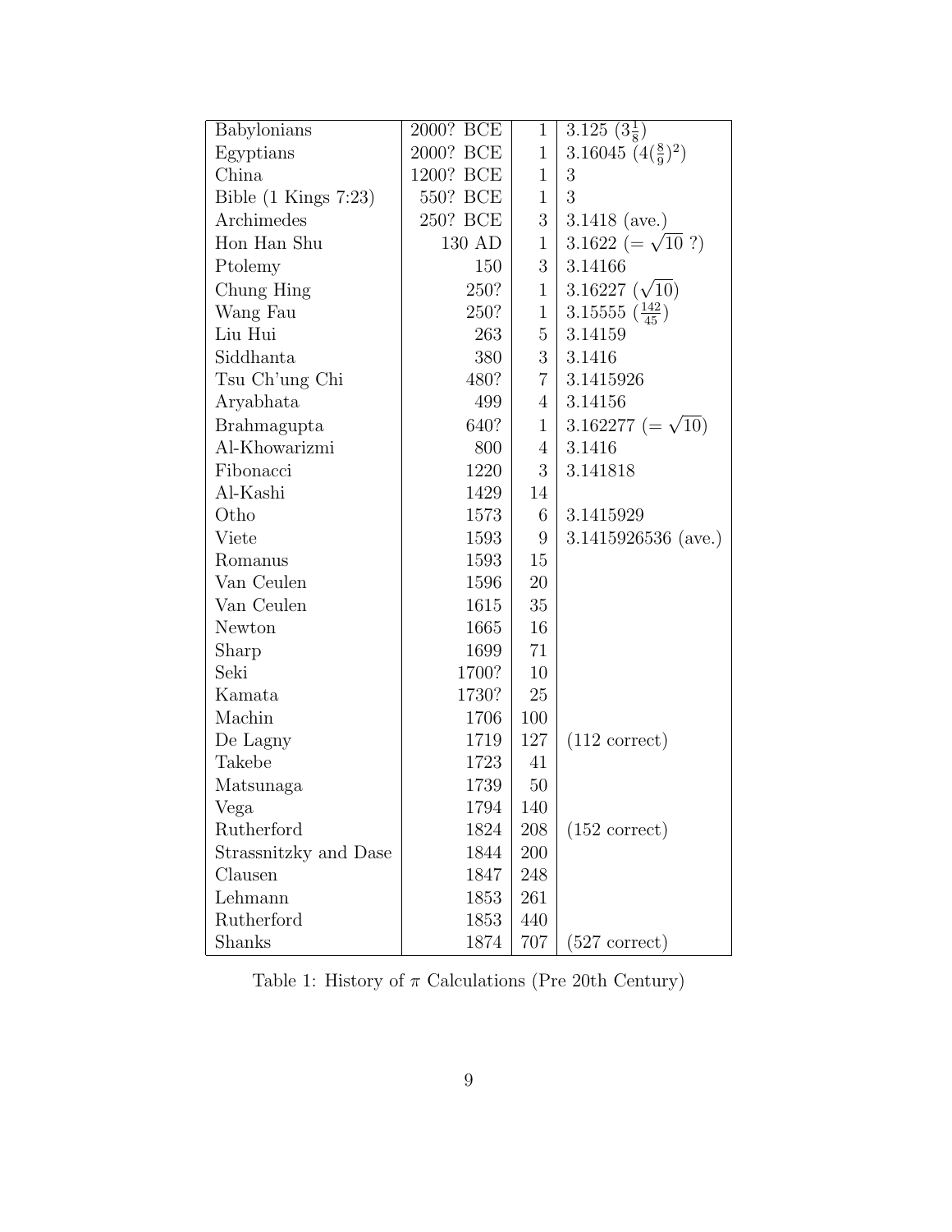| | | | |
|---|---|---|---|
| Babylonians | 2000? BCE | 1 | 3.125 ($3\frac{1}{8}$) |
| Egyptians | 2000? BCE | 1 | 3.16045 ($4(\frac{8}{9})^2$) |
| China | 1200? BCE | 1 | 3 |
| Bible (1 Kings 7:23) | 550? BCE | 1 | 3 |
| Archimedes | 250? BCE | 3 | 3.1418 (ave.) |
| Hon Han Shu | 130 AD | 1 | 3.1622 ($=\sqrt{10}$ ?) |
| Ptolemy | 150 | 3 | 3.14166 |
| Chung Hing | 250? | 1 | 3.16227 ($\sqrt{10}$) |
| Wang Fau | 250? | 1 | 3.15555 ($\frac{142}{45}$) |
| Liu Hui | 263 | 5 | 3.14159 |
| Siddhanta | 380 | 3 | 3.1416 |
| Tsu Ch'ung Chi | 480? | 7 | 3.1415926 |
| Aryabhata | 499 | 4 | 3.14156 |
| Brahmagupta | 640? | 1 | 3.162277 ($=\sqrt{10}$) |
| Al-Khowarizmi | 800 | 4 | 3.1416 |
| Fibonacci | 1220 | 3 | 3.141818 |
| Al-Kashi | 1429 | 14 | |
| Otho | 1573 | 6 | 3.1415929 |
| Viete | 1593 | 9 | 3.1415926536 (ave.) |
| Romanus | 1593 | 15 | |
| Van Ceulen | 1596 | 20 | |
| Van Ceulen | 1615 | 35 | |
| Newton | 1665 | 16 | |
| Sharp | 1699 | 71 | |
| Seki | 1700? | 10 | |
| Kamata | 1730? | 25 | |
| Machin | 1706 | 100 | |
| De Lagny | 1719 | 127 | (112 correct) |
| Takebe | 1723 | 41 | |
| Matsunaga | 1739 | 50 | |
| Vega | 1794 | 140 | |
| Rutherford | 1824 | 208 | (152 correct) |
| Strassnitzky and Dase | 1844 | 200 | |
| Clausen | 1847 | 248 | |
| Lehmann | 1853 | 261 | |
| Rutherford | 1853 | 440 | |
| Shanks | 1874 | 707 | (527 correct) |

Table 1: History of $\pi$ Calculations (Pre 20th Century)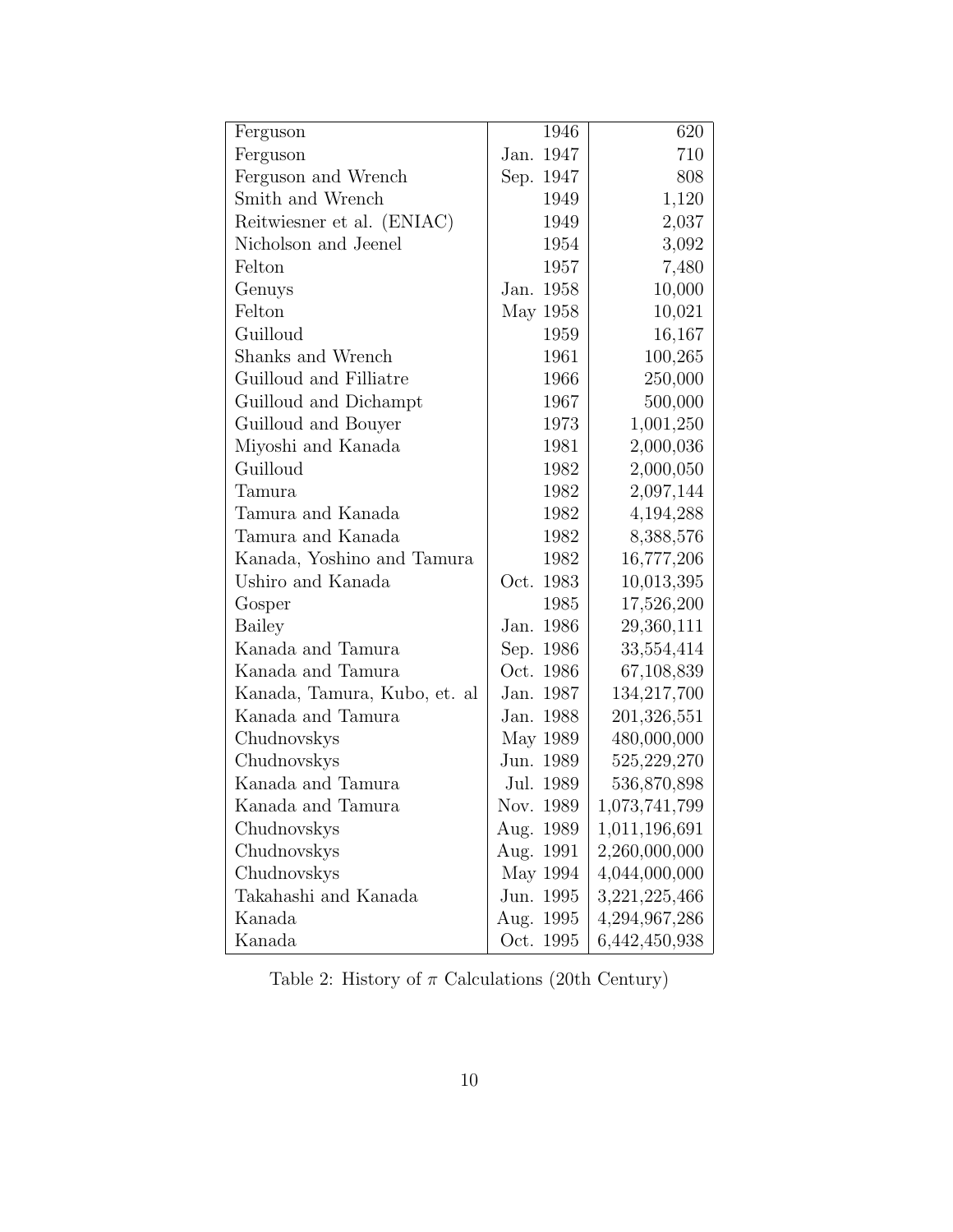| | | |
|---|---|---|
| Ferguson | 1946 | 620 |
| Ferguson | Jan. 1947 | 710 |
| Ferguson and Wrench | Sep. 1947 | 808 |
| Smith and Wrench | 1949 | 1,120 |
| Reitwiesner et al. (ENIAC) | 1949 | 2,037 |
| Nicholson and Jeenel | 1954 | 3,092 |
| Felton | 1957 | 7,480 |
| Genuys | Jan. 1958 | 10,000 |
| Felton | May 1958 | 10,021 |
| Guilloud | 1959 | 16,167 |
| Shanks and Wrench | 1961 | 100,265 |
| Guilloud and Filliatre | 1966 | 250,000 |
| Guilloud and Dichampt | 1967 | 500,000 |
| Guilloud and Bouyer | 1973 | 1,001,250 |
| Miyoshi and Kanada | 1981 | 2,000,036 |
| Guilloud | 1982 | 2,000,050 |
| Tamura | 1982 | 2,097,144 |
| Tamura and Kanada | 1982 | 4,194,288 |
| Tamura and Kanada | 1982 | 8,388,576 |
| Kanada, Yoshino and Tamura | 1982 | 16,777,206 |
| Ushiro and Kanada | Oct. 1983 | 10,013,395 |
| Gosper | 1985 | 17,526,200 |
| Bailey | Jan. 1986 | 29,360,111 |
| Kanada and Tamura | Sep. 1986 | 33,554,414 |
| Kanada and Tamura | Oct. 1986 | 67,108,839 |
| Kanada, Tamura, Kubo, et. al | Jan. 1987 | 134,217,700 |
| Kanada and Tamura | Jan. 1988 | 201,326,551 |
| Chudnovskys | May 1989 | 480,000,000 |
| Chudnovskys | Jun. 1989 | 525,229,270 |
| Kanada and Tamura | Jul. 1989 | 536,870,898 |
| Kanada and Tamura | Nov. 1989 | 1,073,741,799 |
| Chudnovskys | Aug. 1989 | 1,011,196,691 |
| Chudnovskys | Aug. 1991 | 2,260,000,000 |
| Chudnovskys | May 1994 | 4,044,000,000 |
| Takahashi and Kanada | Jun. 1995 | 3,221,225,466 |
| Kanada | Aug. 1995 | 4,294,967,286 |
| Kanada | Oct. 1995 | 6,442,450,938 |

Table 2: History of $\pi$ Calculations (20th Century)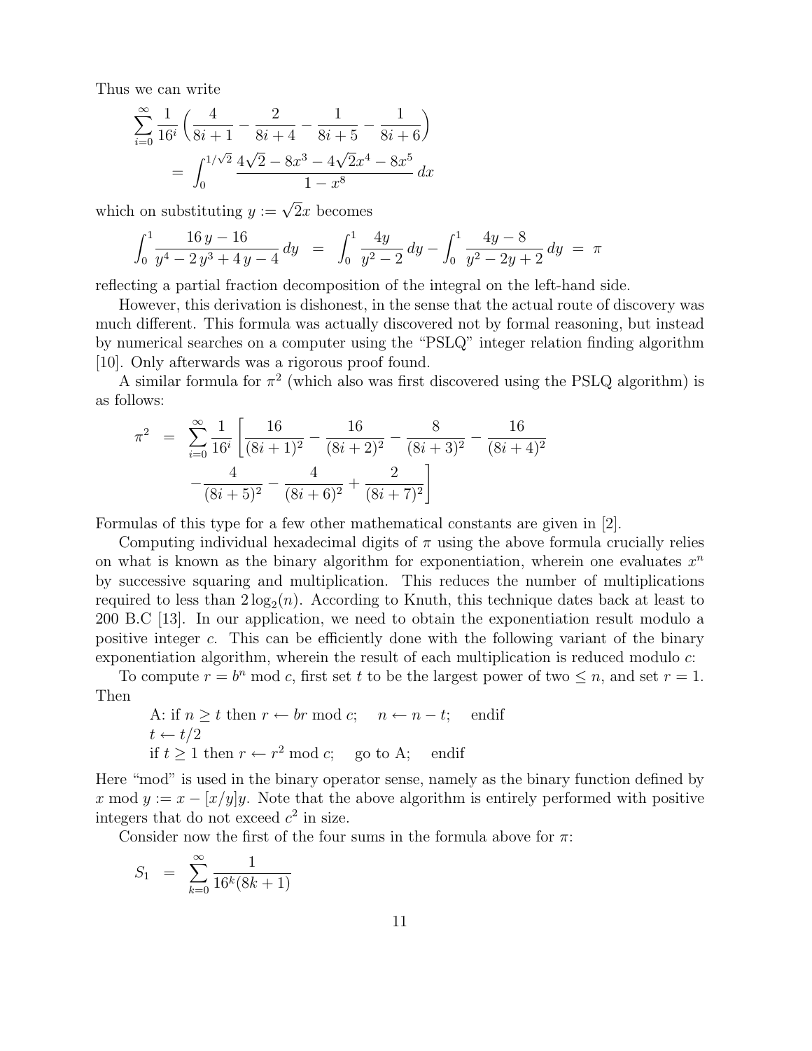Thus we can write

$$\sum_{i=0}^{\infty} \frac{1}{16^i} \left( \frac{4}{8i+1} - \frac{2}{8i+4} - \frac{1}{8i+5} - \frac{1}{8i+6} \right) = \int_0^{1/\sqrt{2}} \frac{4\sqrt{2} - 8x^3 - 4\sqrt{2}x^4 - 8x^5}{1 - x^8} \, dx$$

which on substituting $y := \sqrt{2}x$ becomes

$$\int_0^1 \frac{16\, y - 16}{y^4 - 2\, y^3 + 4\, y - 4} \, dy \;=\; \int_0^1 \frac{4y}{y^2 - 2} \, dy - \int_0^1 \frac{4y - 8}{y^2 - 2y + 2} \, dy \;=\; \pi$$

reflecting a partial fraction decomposition of the integral on the left-hand side.

However, this derivation is dishonest, in the sense that the actual route of discovery was much different. This formula was actually discovered not by formal reasoning, but instead by numerical searches on a computer using the "PSLQ" integer relation finding algorithm [10]. Only afterwards was a rigorous proof found.

A similar formula for $\pi^2$ (which also was first discovered using the PSLQ algorithm) is as follows:

$$\pi^2 \;=\; \sum_{i=0}^{\infty} \frac{1}{16^i} \left[ \frac{16}{(8i+1)^2} - \frac{16}{(8i+2)^2} - \frac{8}{(8i+3)^2} - \frac{16}{(8i+4)^2} - \frac{4}{(8i+5)^2} - \frac{4}{(8i+6)^2} + \frac{2}{(8i+7)^2} \right]$$

Formulas of this type for a few other mathematical constants are given in [2].

Computing individual hexadecimal digits of $\pi$ using the above formula crucially relies on what is known as the binary algorithm for exponentiation, wherein one evaluates $x^n$ by successive squaring and multiplication. This reduces the number of multiplications required to less than $2\log_2(n)$. According to Knuth, this technique dates back at least to 200 B.C [13]. In our application, we need to obtain the exponentiation result modulo a positive integer $c$. This can be efficiently done with the following variant of the binary exponentiation algorithm, wherein the result of each multiplication is reduced modulo $c$:

To compute $r = b^n \bmod c$, first set $t$ to be the largest power of two $\leq n$, and set $r = 1$. Then

> A: if $n \geq t$ then $r \leftarrow br \bmod c$; $\quad n \leftarrow n - t$; $\quad$ endif
> $t \leftarrow t/2$
> if $t \geq 1$ then $r \leftarrow r^2 \bmod c$; $\quad$ go to A; $\quad$ endif

Here "mod" is used in the binary operator sense, namely as the binary function defined by $x \bmod y := x - [x/y]y$. Note that the above algorithm is entirely performed with positive integers that do not exceed $c^2$ in size.

Consider now the first of the four sums in the formula above for $\pi$:

$$S_1 \;=\; \sum_{k=0}^{\infty} \frac{1}{16^k(8k+1)}$$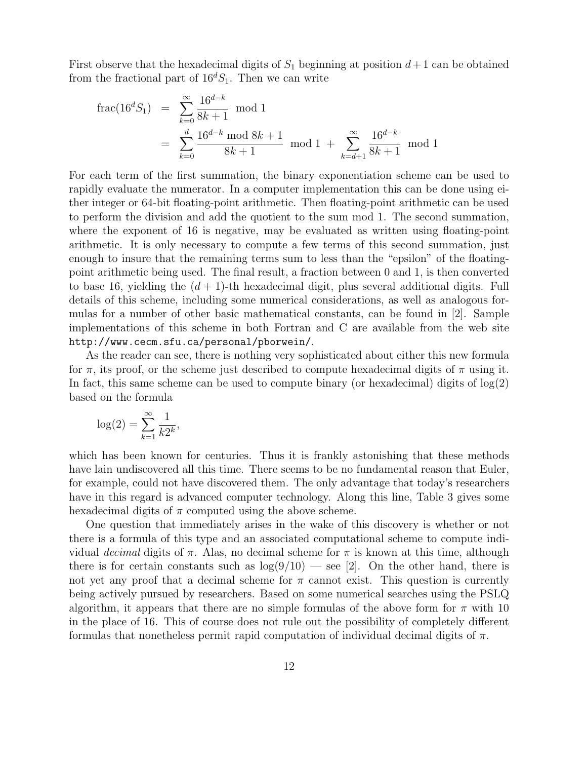First observe that the hexadecimal digits of $S_1$ beginning at position $d+1$ can be obtained from the fractional part of $16^d S_1$. Then we can write

$$
\begin{aligned}
\operatorname{frac}(16^d S_1) &= \sum_{k=0}^{\infty} \frac{16^{d-k}}{8k+1} \mod 1 \\
&= \sum_{k=0}^{d} \frac{16^{d-k} \bmod 8k+1}{8k+1} \mod 1 \; + \sum_{k=d+1}^{\infty} \frac{16^{d-k}}{8k+1} \mod 1
\end{aligned}
$$

For each term of the first summation, the binary exponentiation scheme can be used to rapidly evaluate the numerator. In a computer implementation this can be done using either integer or 64-bit floating-point arithmetic. Then floating-point arithmetic can be used to perform the division and add the quotient to the sum mod 1. The second summation, where the exponent of 16 is negative, may be evaluated as written using floating-point arithmetic. It is only necessary to compute a few terms of this second summation, just enough to insure that the remaining terms sum to less than the "epsilon" of the floating-point arithmetic being used. The final result, a fraction between 0 and 1, is then converted to base 16, yielding the $(d+1)$-th hexadecimal digit, plus several additional digits. Full details of this scheme, including some numerical considerations, as well as analogous formulas for a number of other basic mathematical constants, can be found in [2]. Sample implementations of this scheme in both Fortran and C are available from the web site `http://www.cecm.sfu.ca/personal/pborwein/`.

As the reader can see, there is nothing very sophisticated about either this new formula for $\pi$, its proof, or the scheme just described to compute hexadecimal digits of $\pi$ using it. In fact, this same scheme can be used to compute binary (or hexadecimal) digits of $\log(2)$ based on the formula

$$
\log(2) = \sum_{k=1}^{\infty} \frac{1}{k 2^k},
$$

which has been known for centuries. Thus it is frankly astonishing that these methods have lain undiscovered all this time. There seems to be no fundamental reason that Euler, for example, could not have discovered them. The only advantage that today's researchers have in this regard is advanced computer technology. Along this line, Table 3 gives some hexadecimal digits of $\pi$ computed using the above scheme.

One question that immediately arises in the wake of this discovery is whether or not there is a formula of this type and an associated computational scheme to compute individual *decimal* digits of $\pi$. Alas, no decimal scheme for $\pi$ is known at this time, although there is for certain constants such as $\log(9/10)$ — see [2]. On the other hand, there is not yet any proof that a decimal scheme for $\pi$ cannot exist. This question is currently being actively pursued by researchers. Based on some numerical searches using the PSLQ algorithm, it appears that there are no simple formulas of the above form for $\pi$ with 10 in the place of 16. This of course does not rule out the possibility of completely different formulas that nonetheless permit rapid computation of individual decimal digits of $\pi$.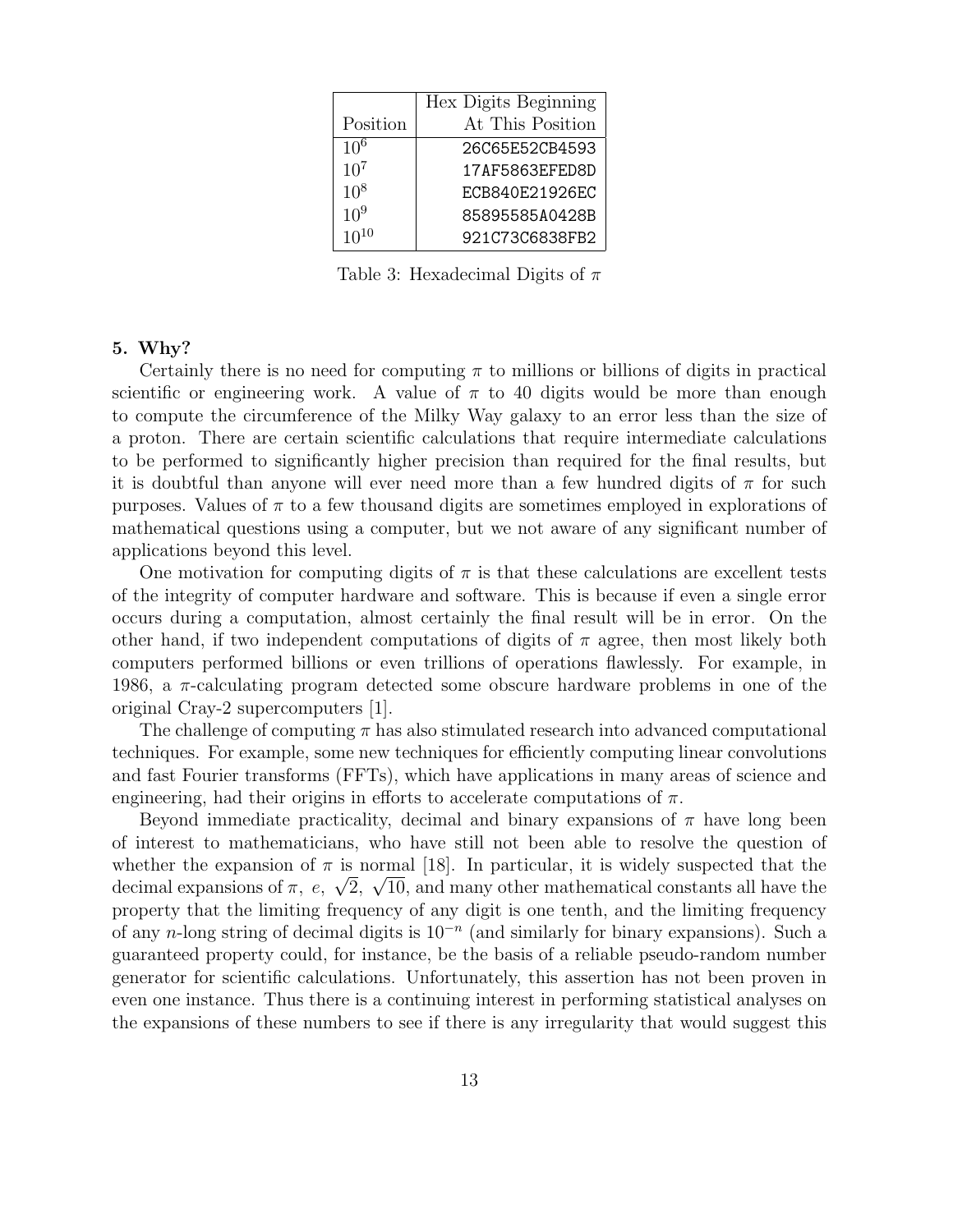| Position | Hex Digits Beginning At This Position |
|---|---|
| $10^6$ | 26C65E52CB4593 |
| $10^7$ | 17AF5863EFED8D |
| $10^8$ | ECB840E21926EC |
| $10^9$ | 85895585A0428B |
| $10^{10}$ | 921C73C6838FB2 |

Table 3: Hexadecimal Digits of $\pi$

**5. Why?**

Certainly there is no need for computing $\pi$ to millions or billions of digits in practical scientific or engineering work. A value of $\pi$ to 40 digits would be more than enough to compute the circumference of the Milky Way galaxy to an error less than the size of a proton. There are certain scientific calculations that require intermediate calculations to be performed to significantly higher precision than required for the final results, but it is doubtful than anyone will ever need more than a few hundred digits of $\pi$ for such purposes. Values of $\pi$ to a few thousand digits are sometimes employed in explorations of mathematical questions using a computer, but we not aware of any significant number of applications beyond this level.

One motivation for computing digits of $\pi$ is that these calculations are excellent tests of the integrity of computer hardware and software. This is because if even a single error occurs during a computation, almost certainly the final result will be in error. On the other hand, if two independent computations of digits of $\pi$ agree, then most likely both computers performed billions or even trillions of operations flawlessly. For example, in 1986, a $\pi$-calculating program detected some obscure hardware problems in one of the original Cray-2 supercomputers [1].

The challenge of computing $\pi$ has also stimulated research into advanced computational techniques. For example, some new techniques for efficiently computing linear convolutions and fast Fourier transforms (FFTs), which have applications in many areas of science and engineering, had their origins in efforts to accelerate computations of $\pi$.

Beyond immediate practicality, decimal and binary expansions of $\pi$ have long been of interest to mathematicians, who have still not been able to resolve the question of whether the expansion of $\pi$ is normal [18]. In particular, it is widely suspected that the decimal expansions of $\pi$, $e$, $\sqrt{2}$, $\sqrt{10}$, and many other mathematical constants all have the property that the limiting frequency of any digit is one tenth, and the limiting frequency of any $n$-long string of decimal digits is $10^{-n}$ (and similarly for binary expansions). Such a guaranteed property could, for instance, be the basis of a reliable pseudo-random number generator for scientific calculations. Unfortunately, this assertion has not been proven in even one instance. Thus there is a continuing interest in performing statistical analyses on the expansions of these numbers to see if there is any irregularity that would suggest this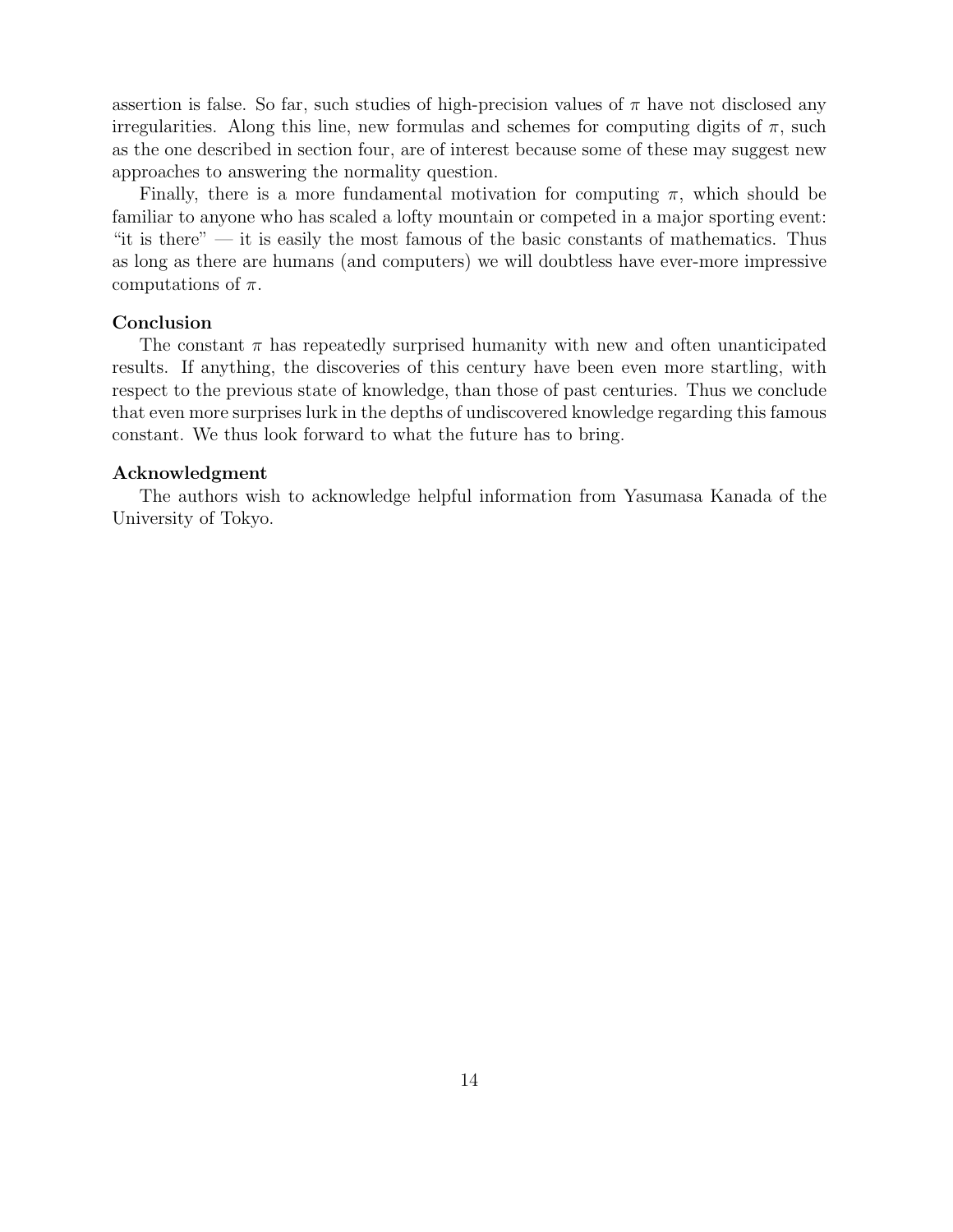assertion is false. So far, such studies of high-precision values of $\pi$ have not disclosed any irregularities. Along this line, new formulas and schemes for computing digits of $\pi$, such as the one described in section four, are of interest because some of these may suggest new approaches to answering the normality question.

Finally, there is a more fundamental motivation for computing $\pi$, which should be familiar to anyone who has scaled a lofty mountain or competed in a major sporting event: "it is there" — it is easily the most famous of the basic constants of mathematics. Thus as long as there are humans (and computers) we will doubtless have ever-more impressive computations of $\pi$.

**Conclusion**

The constant $\pi$ has repeatedly surprised humanity with new and often unanticipated results. If anything, the discoveries of this century have been even more startling, with respect to the previous state of knowledge, than those of past centuries. Thus we conclude that even more surprises lurk in the depths of undiscovered knowledge regarding this famous constant. We thus look forward to what the future has to bring.

**Acknowledgment**

The authors wish to acknowledge helpful information from Yasumasa Kanada of the University of Tokyo.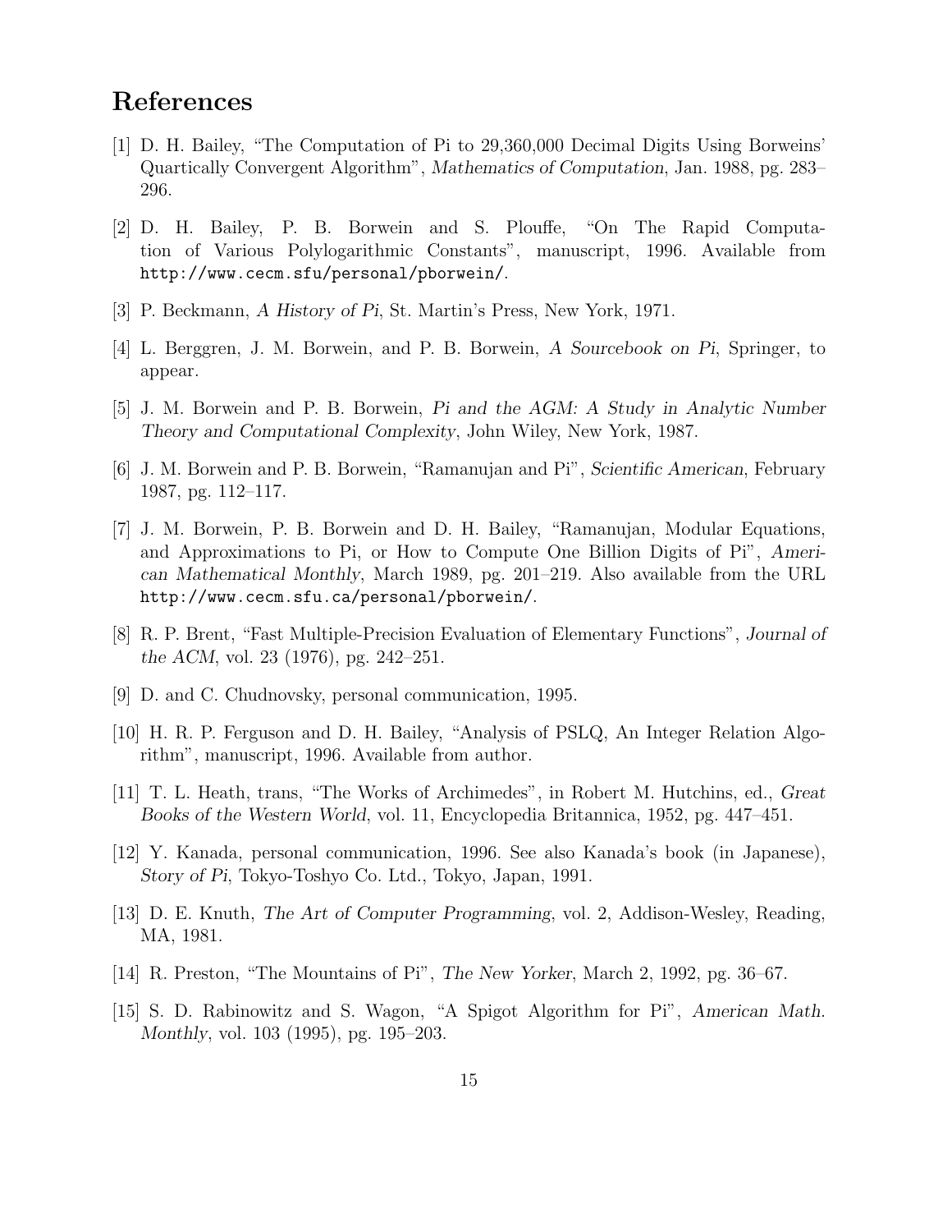## References

[1] D. H. Bailey, "The Computation of Pi to 29,360,000 Decimal Digits Using Borweins' Quartically Convergent Algorithm", *Mathematics of Computation*, Jan. 1988, pg. 283–296.

[2] D. H. Bailey, P. B. Borwein and S. Plouffe, "On The Rapid Computation of Various Polylogarithmic Constants", manuscript, 1996. Available from `http://www.cecm.sfu/personal/pborwein/`.

[3] P. Beckmann, *A History of Pi*, St. Martin's Press, New York, 1971.

[4] L. Berggren, J. M. Borwein, and P. B. Borwein, *A Sourcebook on Pi*, Springer, to appear.

[5] J. M. Borwein and P. B. Borwein, *Pi and the AGM: A Study in Analytic Number Theory and Computational Complexity*, John Wiley, New York, 1987.

[6] J. M. Borwein and P. B. Borwein, "Ramanujan and Pi", *Scientific American*, February 1987, pg. 112–117.

[7] J. M. Borwein, P. B. Borwein and D. H. Bailey, "Ramanujan, Modular Equations, and Approximations to Pi, or How to Compute One Billion Digits of Pi", *American Mathematical Monthly*, March 1989, pg. 201–219. Also available from the URL `http://www.cecm.sfu.ca/personal/pborwein/`.

[8] R. P. Brent, "Fast Multiple-Precision Evaluation of Elementary Functions", *Journal of the ACM*, vol. 23 (1976), pg. 242–251.

[9] D. and C. Chudnovsky, personal communication, 1995.

[10] H. R. P. Ferguson and D. H. Bailey, "Analysis of PSLQ, An Integer Relation Algorithm", manuscript, 1996. Available from author.

[11] T. L. Heath, trans, "The Works of Archimedes", in Robert M. Hutchins, ed., *Great Books of the Western World*, vol. 11, Encyclopedia Britannica, 1952, pg. 447–451.

[12] Y. Kanada, personal communication, 1996. See also Kanada's book (in Japanese), *Story of Pi*, Tokyo-Toshyo Co. Ltd., Tokyo, Japan, 1991.

[13] D. E. Knuth, *The Art of Computer Programming*, vol. 2, Addison-Wesley, Reading, MA, 1981.

[14] R. Preston, "The Mountains of Pi", *The New Yorker*, March 2, 1992, pg. 36–67.

[15] S. D. Rabinowitz and S. Wagon, "A Spigot Algorithm for Pi", *American Math. Monthly*, vol. 103 (1995), pg. 195–203.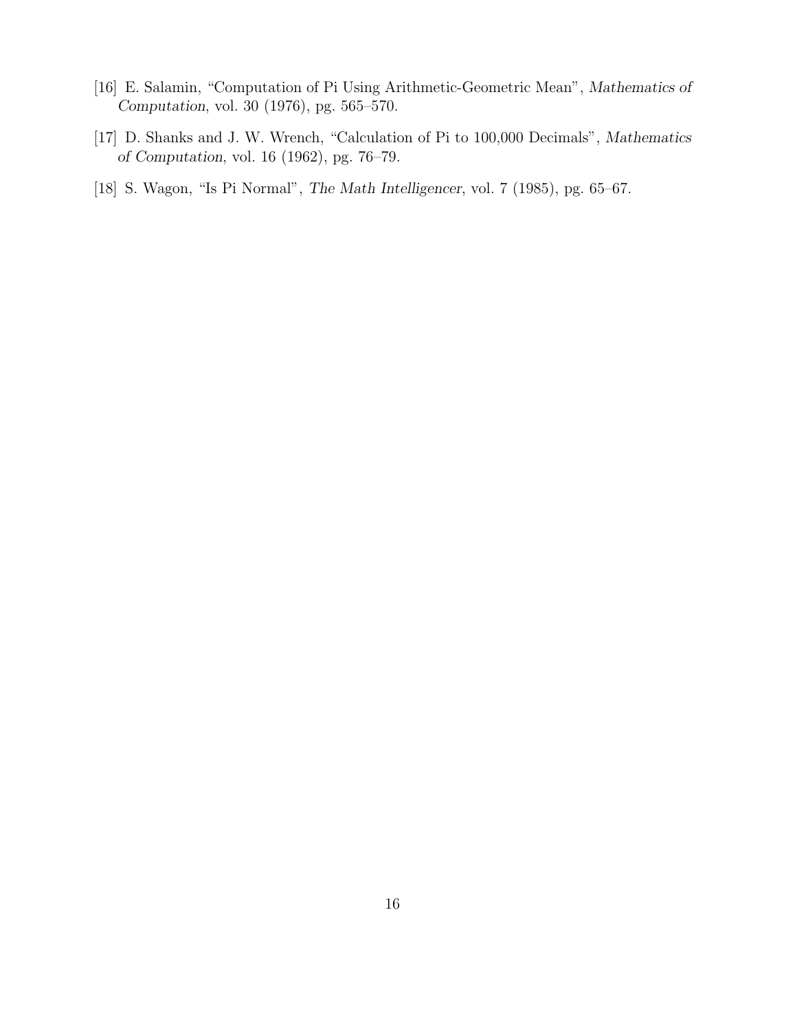[16] E. Salamin, "Computation of Pi Using Arithmetic-Geometric Mean", *Mathematics of Computation*, vol. 30 (1976), pg. 565–570.

[17] D. Shanks and J. W. Wrench, "Calculation of Pi to 100,000 Decimals", *Mathematics of Computation*, vol. 16 (1962), pg. 76–79.

[18] S. Wagon, "Is Pi Normal", *The Math Intelligencer*, vol. 7 (1985), pg. 65–67.